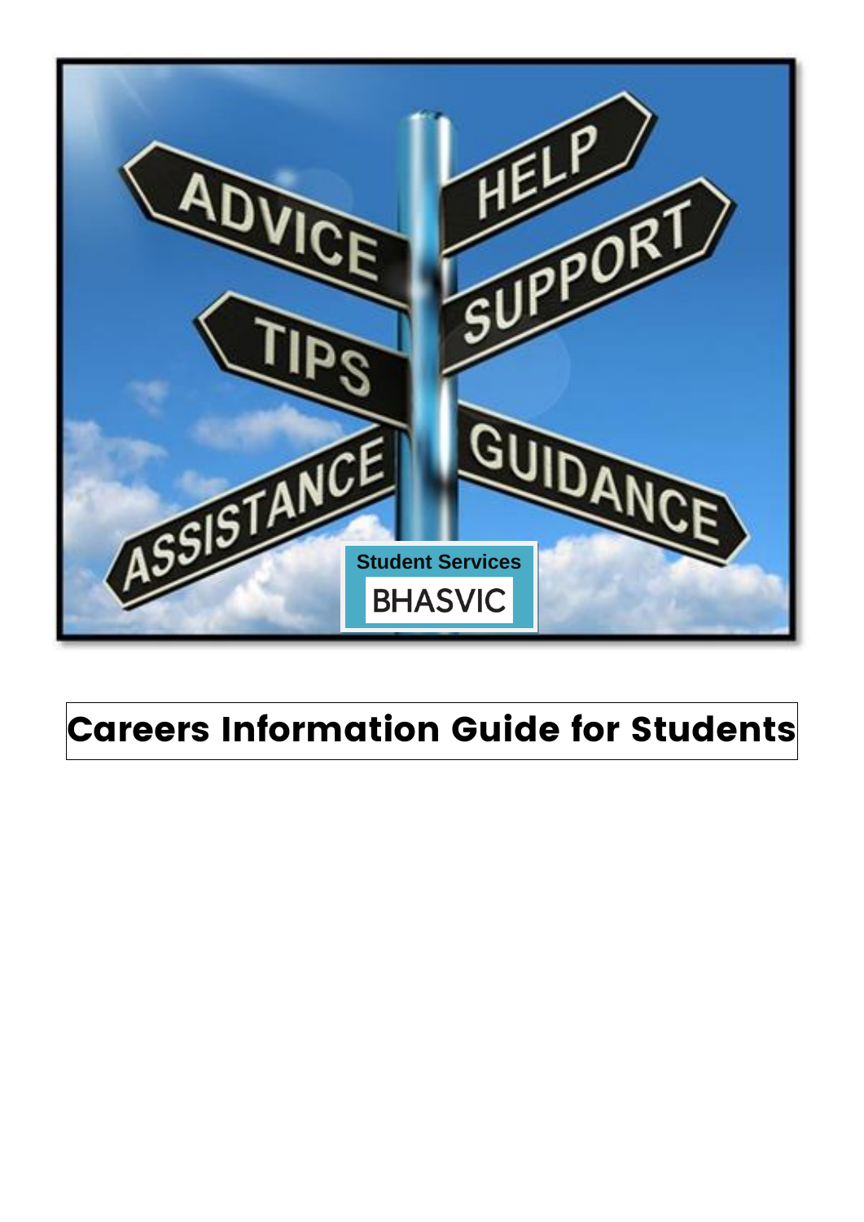Student Services

BHASVIC

# Careers Information Guide for Students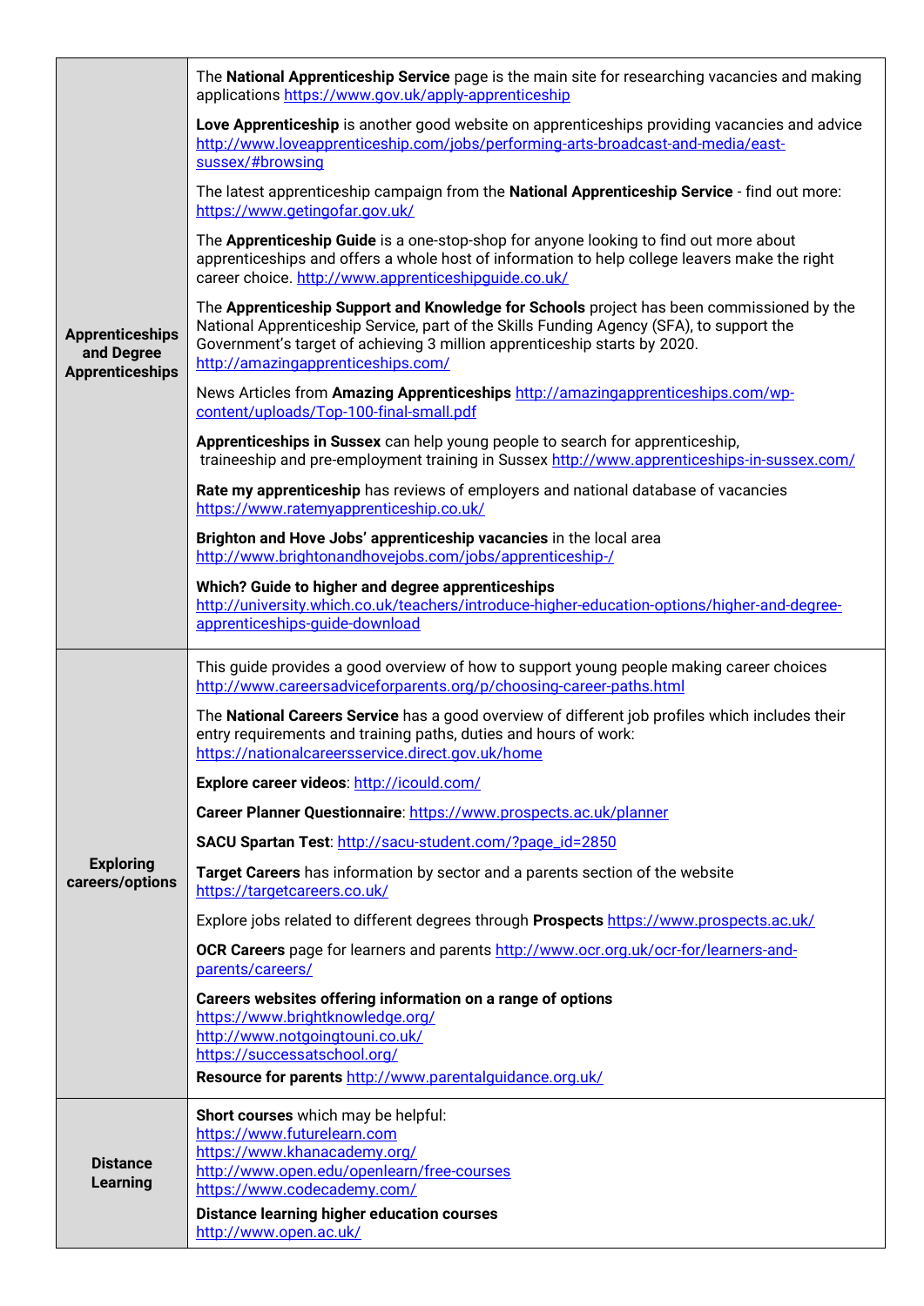| | |
|---|---|
| **Apprenticeships and Degree Apprenticeships** | The **National Apprenticeship Service** page is the main site for researching vacancies and making applications https://www.gov.uk/apply-apprenticeship<br><br>**Love Apprenticeship** is another good website on apprenticeships providing vacancies and advice http://www.loveapprenticeship.com/jobs/performing-arts-broadcast-and-media/east-sussex/#browsing<br><br>The latest apprenticeship campaign from the **National Apprenticeship Service** - find out more: https://www.getingofar.gov.uk/<br><br>The **Apprenticeship Guide** is a one-stop-shop for anyone looking to find out more about apprenticeships and offers a whole host of information to help college leavers make the right career choice. http://www.apprenticeshipguide.co.uk/<br><br>The **Apprenticeship Support and Knowledge for Schools** project has been commissioned by the National Apprenticeship Service, part of the Skills Funding Agency (SFA), to support the Government's target of achieving 3 million apprenticeship starts by 2020. http://amazingapprenticeships.com/<br><br>News Articles from **Amazing Apprenticeships** http://amazingapprenticeships.com/wp-content/uploads/Top-100-final-small.pdf<br><br>**Apprenticeships in Sussex** can help young people to search for apprenticeship, traineeship and pre-employment training in Sussex http://www.apprenticeships-in-sussex.com/<br><br>**Rate my apprenticeship** has reviews of employers and national database of vacancies https://www.ratemyapprenticeship.co.uk/<br><br>**Brighton and Hove Jobs' apprenticeship vacancies** in the local area http://www.brightonandhovejobs.com/jobs/apprenticeship-/<br><br>**Which? Guide to higher and degree apprenticeships** http://university.which.co.uk/teachers/introduce-higher-education-options/higher-and-degree-apprenticeships-guide-download |
| **Exploring careers/options** | This guide provides a good overview of how to support young people making career choices http://www.careersadviceforparents.org/p/choosing-career-paths.html<br><br>The **National Careers Service** has a good overview of different job profiles which includes their entry requirements and training paths, duties and hours of work: https://nationalcareersservice.direct.gov.uk/home<br><br>**Explore career videos**: http://icould.com/<br><br>**Career Planner Questionnaire**: https://www.prospects.ac.uk/planner<br><br>**SACU Spartan Test**: http://sacu-student.com/?page_id=2850<br><br>**Target Careers** has information by sector and a parents section of the website https://targetcareers.co.uk/<br><br>Explore jobs related to different degrees through **Prospects** https://www.prospects.ac.uk/<br><br>**OCR Careers** page for learners and parents http://www.ocr.org.uk/ocr-for/learners-and-parents/careers/<br><br>**Careers websites offering information on a range of options**<br>https://www.brightknowledge.org/<br>http://www.notgoingtouni.co.uk/<br>https://successatschool.org/<br>**Resource for parents** http://www.parentalguidance.org.uk/ |
| **Distance Learning** | **Short courses** which may be helpful:<br>https://www.futurelearn.com<br>https://www.khanacademy.org/<br>http://www.open.edu/openlearn/free-courses<br>https://www.codecademy.com/<br><br>**Distance learning higher education courses**<br>http://www.open.ac.uk/ |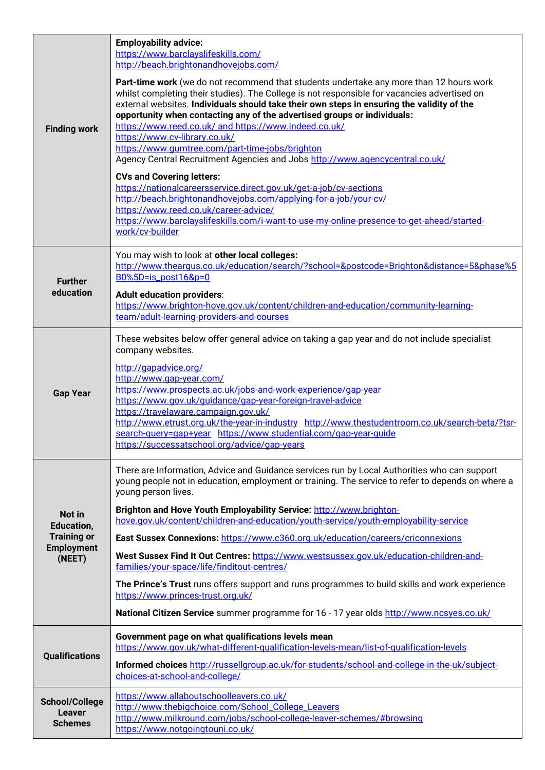| | |
|---|---|
| **Finding work** | **Employability advice:**<br>https://www.barclayslifeskills.com/<br>http://beach.brightonandhovejobs.com/<br><br>**Part-time work** (we do not recommend that students undertake any more than 12 hours work whilst completing their studies). The College is not responsible for vacancies advertised on external websites. **Individuals should take their own steps in ensuring the validity of the opportunity when contacting any of the advertised groups or individuals:**<br>https://www.reed.co.uk/ and https://www.indeed.co.uk/<br>https://www.cv-library.co.uk/<br>https://www.gumtree.com/part-time-jobs/brighton<br>Agency Central Recruitment Agencies and Jobs http://www.agencycentral.co.uk/<br><br>**CVs and Covering letters:**<br>https://nationalcareersservice.direct.gov.uk/get-a-job/cv-sections<br>http://beach.brightonandhovejobs.com/applying-for-a-job/your-cv/<br>https://www.reed.co.uk/career-advice/<br>https://www.barclayslifeskills.com/i-want-to-use-my-online-presence-to-get-ahead/started-work/cv-builder |
| **Further education** | You may wish to look at **other local colleges:**<br>http://www.theargus.co.uk/education/search/?school=&postcode=Brighton&distance=5&phase%5B0%5D=is_post16&p=0<br><br>**Adult education providers**:<br>https://www.brighton-hove.gov.uk/content/children-and-education/community-learning-team/adult-learning-providers-and-courses |
| **Gap Year** | These websites below offer general advice on taking a gap year and do not include specialist company websites.<br><br>http://gapadvice.org/<br>http://www.gap-year.com/<br>https://www.prospects.ac.uk/jobs-and-work-experience/gap-year<br>https://www.gov.uk/guidance/gap-year-foreign-travel-advice<br>https://travelaware.campaign.gov.uk/<br>http://www.etrust.org.uk/the-year-in-industry http://www.thestudentroom.co.uk/search-beta/?tsr-search-query=gap+year https://www.studential.com/gap-year-guide<br>https://successatschool.org/advice/gap-years |
| **Not in Education, Training or Employment (NEET)** | There are Information, Advice and Guidance services run by Local Authorities who can support young people not in education, employment or training. The service to refer to depends on where a young person lives.<br><br>**Brighton and Hove Youth Employability Service:** http://www.brighton-hove.gov.uk/content/children-and-education/youth-service/youth-employability-service<br><br>**East Sussex Connexions:** https://www.c360.org.uk/education/careers/criconnexions<br><br>**West Sussex Find It Out Centres:** https://www.westsussex.gov.uk/education-children-and-families/your-space/life/finditout-centres/<br><br>**The Prince's Trust** runs offers support and runs programmes to build skills and work experience https://www.princes-trust.org.uk/<br><br>**National Citizen Service** summer programme for 16 - 17 year olds http://www.ncsyes.co.uk/ |
| **Qualifications** | **Government page on what qualifications levels mean**<br>https://www.gov.uk/what-different-qualification-levels-mean/list-of-qualification-levels<br><br>**Informed choices** http://russellgroup.ac.uk/for-students/school-and-college-in-the-uk/subject-choices-at-school-and-college/ |
| **School/College Leaver Schemes** | https://www.allaboutschoolleavers.co.uk/<br>http://www.thebigchoice.com/School_College_Leavers<br>http://www.milkround.com/jobs/school-college-leaver-schemes/#browsing<br>https://www.notgoingtouni.co.uk/ |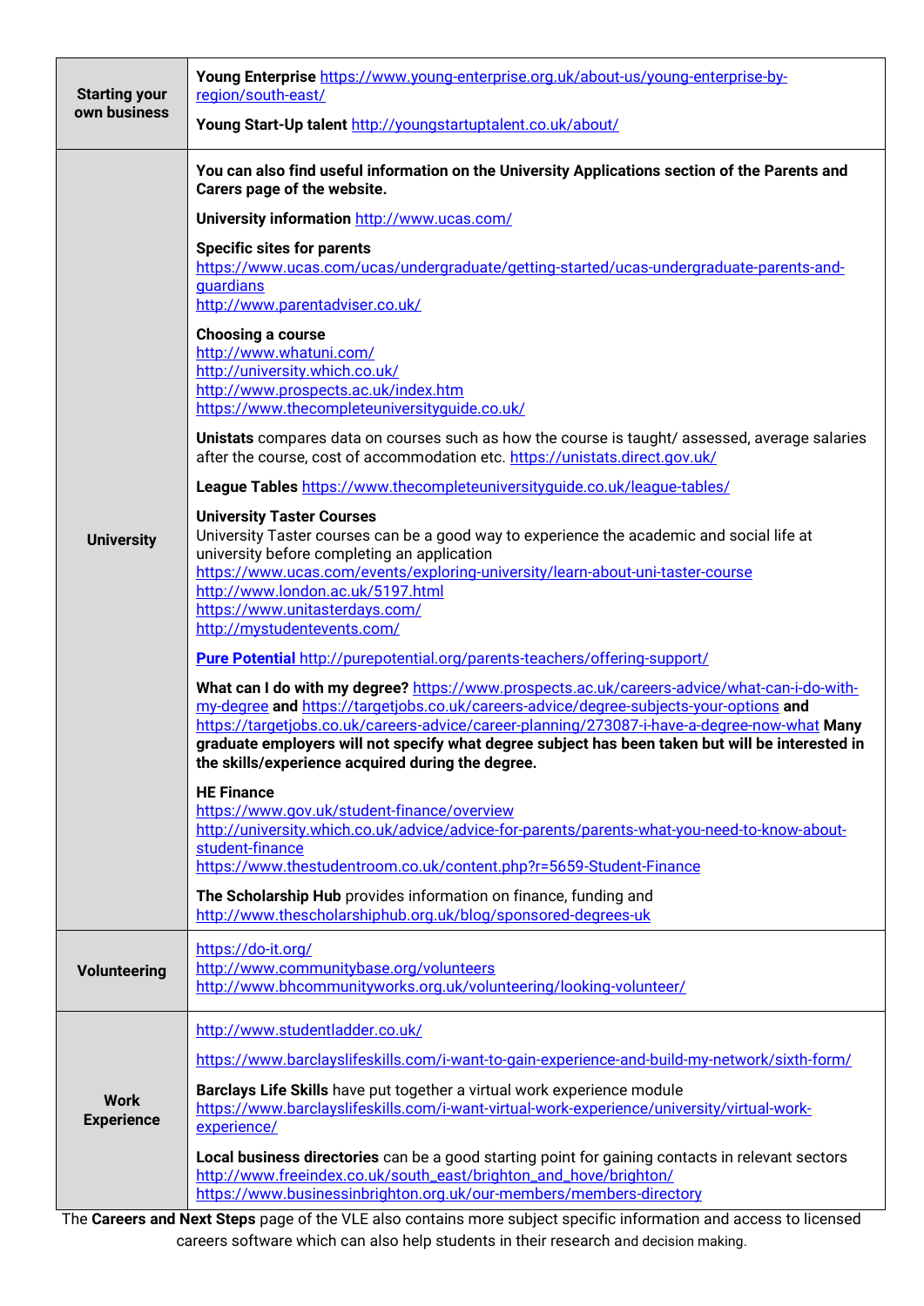| | |
|---|---|
| **Starting your own business** | **Young Enterprise** https://www.young-enterprise.org.uk/about-us/young-enterprise-by-region/south-east/<br><br>**Young Start-Up talent** http://youngstartuptalent.co.uk/about/ |
| **University** | **You can also find useful information on the University Applications section of the Parents and Carers page of the website.**<br><br>**University information** http://www.ucas.com/<br><br>**Specific sites for parents**<br>https://www.ucas.com/ucas/undergraduate/getting-started/ucas-undergraduate-parents-and-guardians<br>http://www.parentadviser.co.uk/<br><br>**Choosing a course**<br>http://www.whatuni.com/<br>http://university.which.co.uk/<br>http://www.prospects.ac.uk/index.htm<br>https://www.thecompleteuniversityguide.co.uk/<br><br>**Unistats** compares data on courses such as how the course is taught/ assessed, average salaries after the course, cost of accommodation etc. https://unistats.direct.gov.uk/<br><br>**League Tables** https://www.thecompleteuniversityguide.co.uk/league-tables/<br><br>**University Taster Courses**<br>University Taster courses can be a good way to experience the academic and social life at university before completing an application<br>https://www.ucas.com/events/exploring-university/learn-about-uni-taster-course<br>http://www.london.ac.uk/5197.html<br>https://www.unitasterdays.com/<br>http://mystudentevents.com/<br><br>**Pure Potential** http://purepotential.org/parents-teachers/offering-support/<br><br>**What can I do with my degree?** https://www.prospects.ac.uk/careers-advice/what-can-i-do-with-my-degree **and** https://targetjobs.co.uk/careers-advice/degree-subjects-your-options **and** https://targetjobs.co.uk/careers-advice/career-planning/273087-i-have-a-degree-now-what **Many graduate employers will not specify what degree subject has been taken but will be interested in the skills/experience acquired during the degree.**<br><br>**HE Finance**<br>https://www.gov.uk/student-finance/overview<br>http://university.which.co.uk/advice/advice-for-parents/parents-what-you-need-to-know-about-student-finance<br>https://www.thestudentroom.co.uk/content.php?r=5659-Student-Finance<br><br>**The Scholarship Hub** provides information on finance, funding and<br>http://www.thescholarshiphub.org.uk/blog/sponsored-degrees-uk |
| **Volunteering** | https://do-it.org/<br>http://www.communitybase.org/volunteers<br>http://www.bhcommunityworks.org.uk/volunteering/looking-volunteer/ |
| **Work Experience** | http://www.studentladder.co.uk/<br><br>https://www.barclayslifeskills.com/i-want-to-gain-experience-and-build-my-network/sixth-form/<br><br>**Barclays Life Skills** have put together a virtual work experience module<br>https://www.barclayslifeskills.com/i-want-virtual-work-experience/university/virtual-work-experience/<br><br>**Local business directories** can be a good starting point for gaining contacts in relevant sectors<br>http://www.freeindex.co.uk/south_east/brighton_and_hove/brighton/<br>https://www.businessinbrighton.org.uk/our-members/members-directory |

The **Careers and Next Steps** page of the VLE also contains more subject specific information and access to licensed careers software which can also help students in their research and decision making.